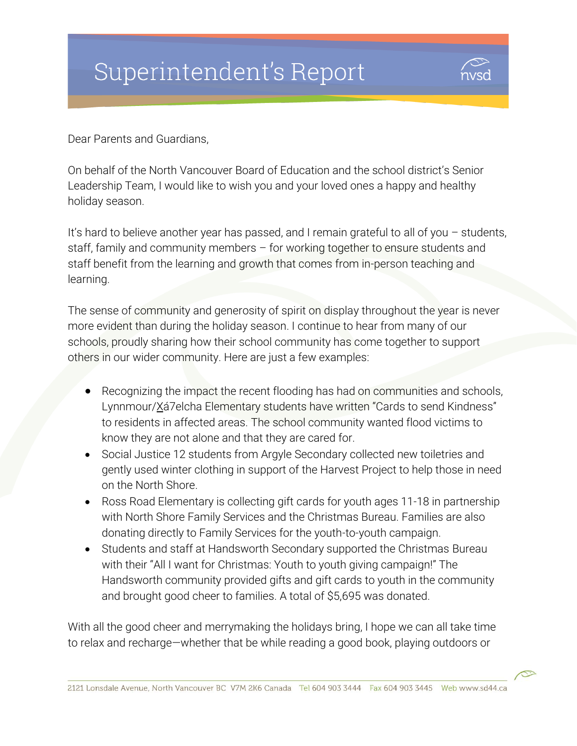# Superintendent's Report

Dear Parents and Guardians,

On behalf of the North Vancouver Board of Education and the school district's Senior Leadership Team, I would like to wish you and your loved ones a happy and healthy holiday season.

It's hard to believe another year has passed, and I remain grateful to all of you – students, staff, family and community members – for working together to ensure students and staff benefit from the learning and growth that comes from in-person teaching and learning.

The sense of community and generosity of spirit on display throughout the year is never more evident than during the holiday season. I continue to hear from many of our schools, proudly sharing how their school community has come together to support others in our wider community. Here are just a few examples:

- Recognizing the impact the recent flooding has had on communities and schools, Lynnmour/X̱á7elcha Elementary students have written "Cards to send Kindness" to residents in affected areas. The school community wanted flood victims to know they are not alone and that they are cared for.
- Social Justice 12 students from Argyle Secondary collected new toiletries and gently used winter clothing in support of the Harvest Project to help those in need on the North Shore.
- Ross Road Elementary is collecting gift cards for youth ages 11-18 in partnership with North Shore Family Services and the Christmas Bureau. Families are also donating directly to Family Services for the youth-to-youth campaign.
- Students and staff at Handsworth Secondary supported the Christmas Bureau with their "All I want for Christmas: Youth to youth giving campaign!" The Handsworth community provided gifts and gift cards to youth in the community and brought good cheer to families. A total of $5,695 was donated.

With all the good cheer and merrymaking the holidays bring, I hope we can all take time to relax and recharge—whether that be while reading a good book, playing outdoors or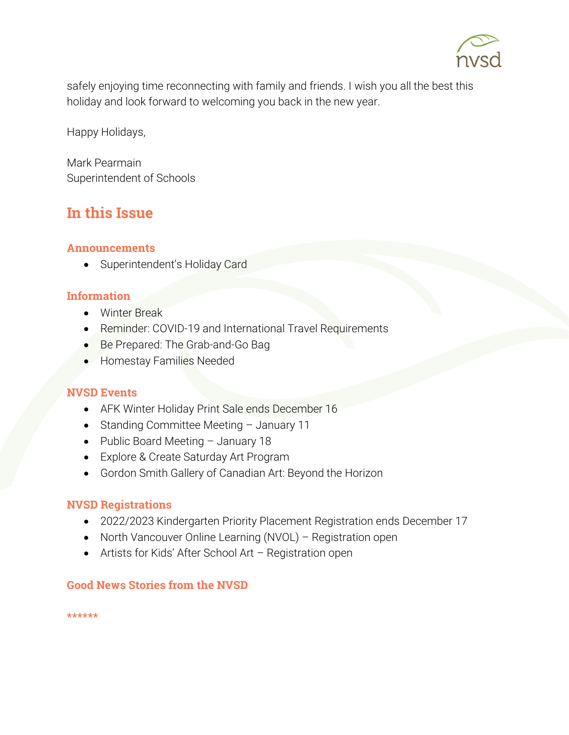safely enjoying time reconnecting with family and friends. I wish you all the best this holiday and look forward to welcoming you back in the new year.

Happy Holidays,

Mark Pearmain
Superintendent of Schools

## In this Issue

### Announcements

- Superintendent's Holiday Card

### Information

- Winter Break
- Reminder: COVID-19 and International Travel Requirements
- Be Prepared: The Grab-and-Go Bag
- Homestay Families Needed

### NVSD Events

- AFK Winter Holiday Print Sale ends December 16
- Standing Committee Meeting – January 11
- Public Board Meeting – January 18
- Explore & Create Saturday Art Program
- Gordon Smith Gallery of Canadian Art: Beyond the Horizon

### NVSD Registrations

- 2022/2023 Kindergarten Priority Placement Registration ends December 17
- North Vancouver Online Learning (NVOL) – Registration open
- Artists for Kids' After School Art – Registration open

### Good News Stories from the NVSD

******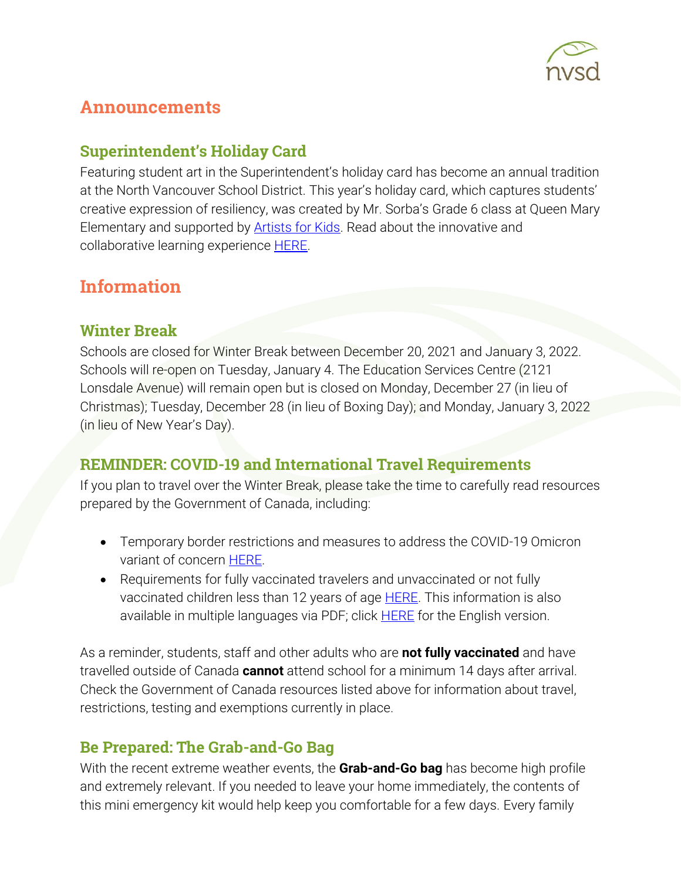## Announcements

### Superintendent's Holiday Card

Featuring student art in the Superintendent's holiday card has become an annual tradition at the North Vancouver School District. This year's holiday card, which captures students' creative expression of resiliency, was created by Mr. Sorba's Grade 6 class at Queen Mary Elementary and supported by Artists for Kids. Read about the innovative and collaborative learning experience HERE.

## Information

### Winter Break

Schools are closed for Winter Break between December 20, 2021 and January 3, 2022. Schools will re-open on Tuesday, January 4. The Education Services Centre (2121 Lonsdale Avenue) will remain open but is closed on Monday, December 27 (in lieu of Christmas); Tuesday, December 28 (in lieu of Boxing Day); and Monday, January 3, 2022 (in lieu of New Year's Day).

### REMINDER: COVID-19 and International Travel Requirements

If you plan to travel over the Winter Break, please take the time to carefully read resources prepared by the Government of Canada, including:

- Temporary border restrictions and measures to address the COVID-19 Omicron variant of concern HERE.
- Requirements for fully vaccinated travelers and unvaccinated or not fully vaccinated children less than 12 years of age HERE. This information is also available in multiple languages via PDF; click HERE for the English version.

As a reminder, students, staff and other adults who are **not fully vaccinated** and have travelled outside of Canada **cannot** attend school for a minimum 14 days after arrival. Check the Government of Canada resources listed above for information about travel, restrictions, testing and exemptions currently in place.

### Be Prepared: The Grab-and-Go Bag

With the recent extreme weather events, the **Grab-and-Go bag** has become high profile and extremely relevant. If you needed to leave your home immediately, the contents of this mini emergency kit would help keep you comfortable for a few days. Every family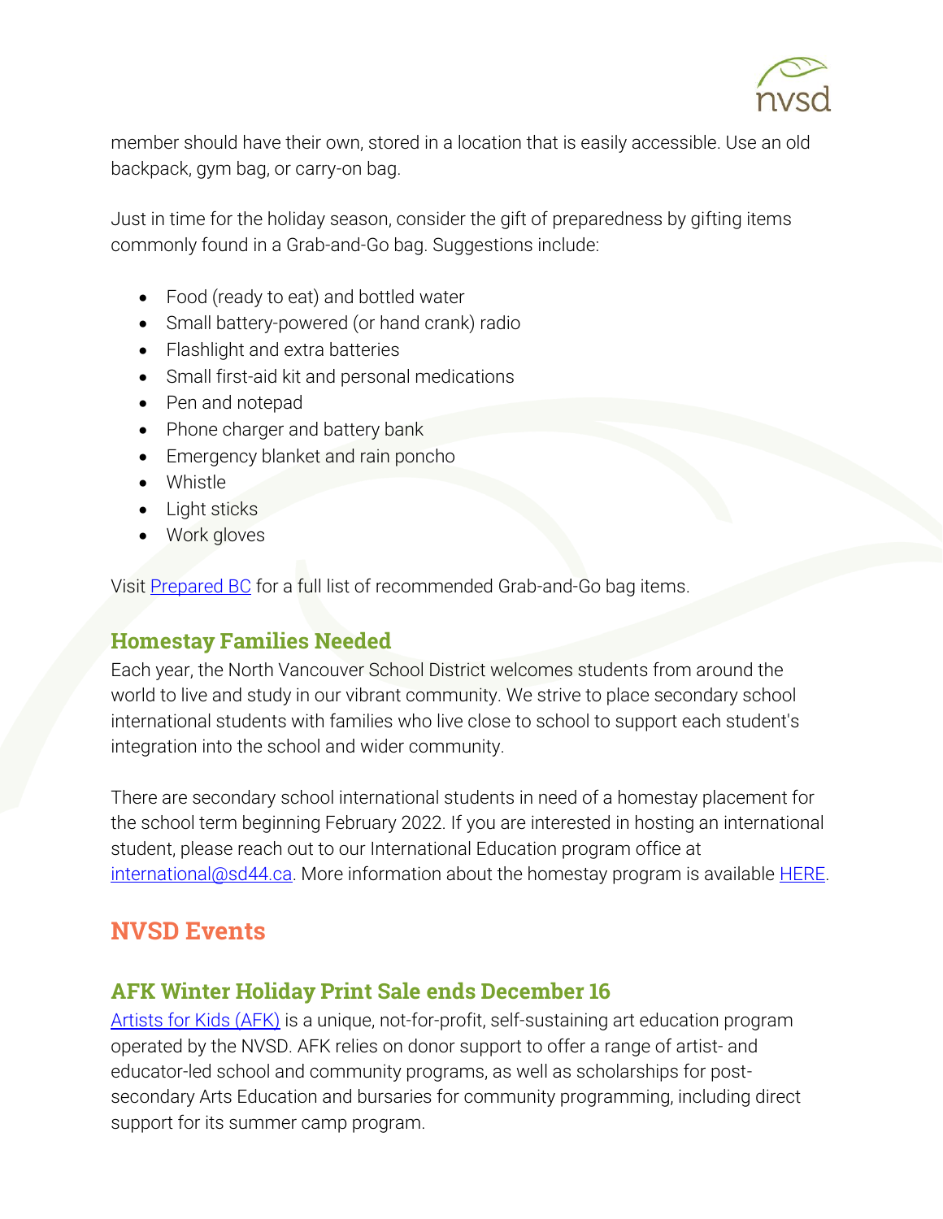member should have their own, stored in a location that is easily accessible. Use an old backpack, gym bag, or carry-on bag.

Just in time for the holiday season, consider the gift of preparedness by gifting items commonly found in a Grab-and-Go bag. Suggestions include:

- Food (ready to eat) and bottled water
- Small battery-powered (or hand crank) radio
- Flashlight and extra batteries
- Small first-aid kit and personal medications
- Pen and notepad
- Phone charger and battery bank
- Emergency blanket and rain poncho
- Whistle
- Light sticks
- Work gloves

Visit Prepared BC for a full list of recommended Grab-and-Go bag items.

### Homestay Families Needed

Each year, the North Vancouver School District welcomes students from around the world to live and study in our vibrant community. We strive to place secondary school international students with families who live close to school to support each student's integration into the school and wider community.

There are secondary school international students in need of a homestay placement for the school term beginning February 2022. If you are interested in hosting an international student, please reach out to our International Education program office at international@sd44.ca. More information about the homestay program is available HERE.

## NVSD Events

### AFK Winter Holiday Print Sale ends December 16

Artists for Kids (AFK) is a unique, not-for-profit, self-sustaining art education program operated by the NVSD. AFK relies on donor support to offer a range of artist- and educator-led school and community programs, as well as scholarships for post-secondary Arts Education and bursaries for community programming, including direct support for its summer camp program.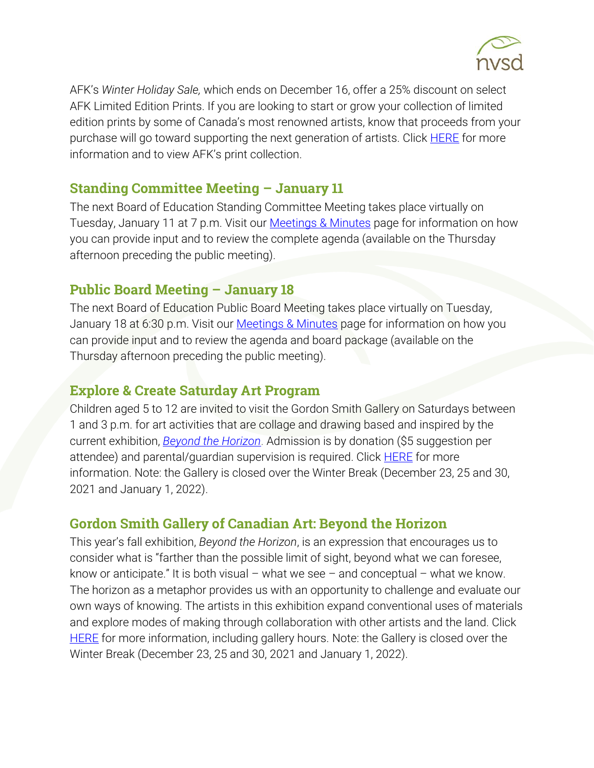AFK's *Winter Holiday Sale,* which ends on December 16, offer a 25% discount on select AFK Limited Edition Prints. If you are looking to start or grow your collection of limited edition prints by some of Canada's most renowned artists, know that proceeds from your purchase will go toward supporting the next generation of artists. Click HERE for more information and to view AFK's print collection.

## Standing Committee Meeting – January 11

The next Board of Education Standing Committee Meeting takes place virtually on Tuesday, January 11 at 7 p.m. Visit our Meetings & Minutes page for information on how you can provide input and to review the complete agenda (available on the Thursday afternoon preceding the public meeting).

## Public Board Meeting – January 18

The next Board of Education Public Board Meeting takes place virtually on Tuesday, January 18 at 6:30 p.m. Visit our Meetings & Minutes page for information on how you can provide input and to review the agenda and board package (available on the Thursday afternoon preceding the public meeting).

## Explore & Create Saturday Art Program

Children aged 5 to 12 are invited to visit the Gordon Smith Gallery on Saturdays between 1 and 3 p.m. for art activities that are collage and drawing based and inspired by the current exhibition, *Beyond the Horizon*. Admission is by donation ($5 suggestion per attendee) and parental/guardian supervision is required. Click HERE for more information. Note: the Gallery is closed over the Winter Break (December 23, 25 and 30, 2021 and January 1, 2022).

## Gordon Smith Gallery of Canadian Art: Beyond the Horizon

This year's fall exhibition, *Beyond the Horizon*, is an expression that encourages us to consider what is "farther than the possible limit of sight, beyond what we can foresee, know or anticipate." It is both visual – what we see – and conceptual – what we know. The horizon as a metaphor provides us with an opportunity to challenge and evaluate our own ways of knowing. The artists in this exhibition expand conventional uses of materials and explore modes of making through collaboration with other artists and the land. Click HERE for more information, including gallery hours. Note: the Gallery is closed over the Winter Break (December 23, 25 and 30, 2021 and January 1, 2022).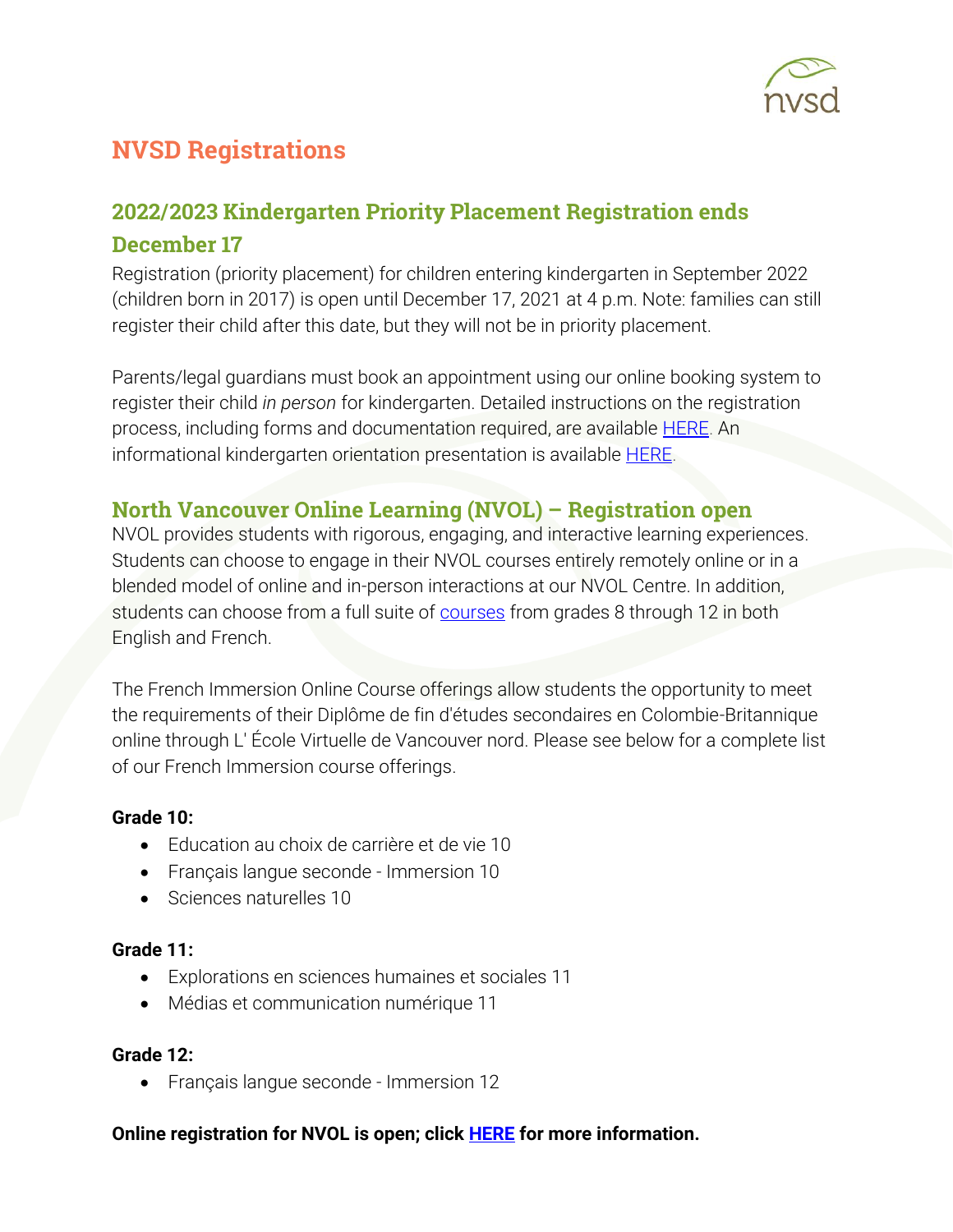# NVSD Registrations

## 2022/2023 Kindergarten Priority Placement Registration ends December 17

Registration (priority placement) for children entering kindergarten in September 2022 (children born in 2017) is open until December 17, 2021 at 4 p.m. Note: families can still register their child after this date, but they will not be in priority placement.

Parents/legal guardians must book an appointment using our online booking system to register their child *in person* for kindergarten. Detailed instructions on the registration process, including forms and documentation required, are available HERE. An informational kindergarten orientation presentation is available HERE.

## North Vancouver Online Learning (NVOL) – Registration open

NVOL provides students with rigorous, engaging, and interactive learning experiences. Students can choose to engage in their NVOL courses entirely remotely online or in a blended model of online and in-person interactions at our NVOL Centre. In addition, students can choose from a full suite of courses from grades 8 through 12 in both English and French.

The French Immersion Online Course offerings allow students the opportunity to meet the requirements of their Diplôme de fin d'études secondaires en Colombie-Britannique online through L' École Virtuelle de Vancouver nord. Please see below for a complete list of our French Immersion course offerings.

**Grade 10:**

- Education au choix de carrière et de vie 10
- Français langue seconde - Immersion 10
- Sciences naturelles 10

**Grade 11:**

- Explorations en sciences humaines et sociales 11
- Médias et communication numérique 11

**Grade 12:**

- Français langue seconde - Immersion 12

**Online registration for NVOL is open; click HERE for more information.**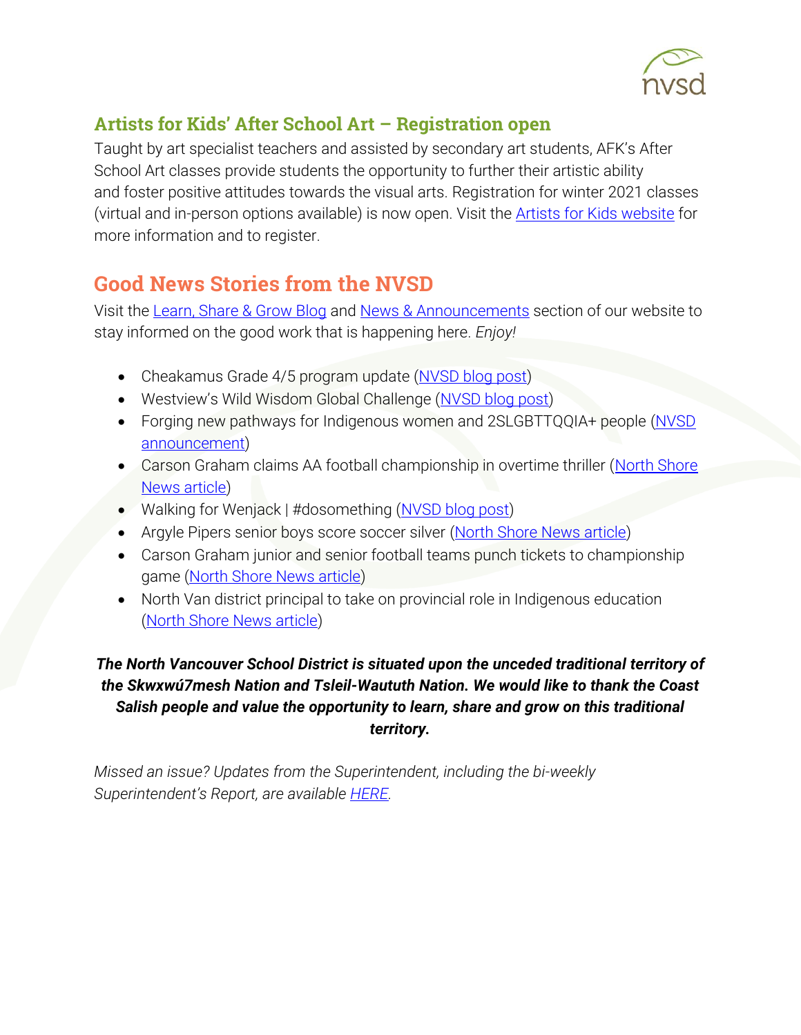## Artists for Kids' After School Art – Registration open

Taught by art specialist teachers and assisted by secondary art students, AFK's After School Art classes provide students the opportunity to further their artistic ability and foster positive attitudes towards the visual arts. Registration for winter 2021 classes (virtual and in-person options available) is now open. Visit the Artists for Kids website for more information and to register.

## Good News Stories from the NVSD

Visit the Learn, Share & Grow Blog and News & Announcements section of our website to stay informed on the good work that is happening here. *Enjoy!*

- Cheakamus Grade 4/5 program update (NVSD blog post)
- Westview's Wild Wisdom Global Challenge (NVSD blog post)
- Forging new pathways for Indigenous women and 2SLGBTTQQIA+ people (NVSD announcement)
- Carson Graham claims AA football championship in overtime thriller (North Shore News article)
- Walking for Wenjack | #dosomething (NVSD blog post)
- Argyle Pipers senior boys score soccer silver (North Shore News article)
- Carson Graham junior and senior football teams punch tickets to championship game (North Shore News article)
- North Van district principal to take on provincial role in Indigenous education (North Shore News article)

***The North Vancouver School District is situated upon the unceded traditional territory of the Skwxwú7mesh Nation and Tsleil-Waututh Nation. We would like to thank the Coast Salish people and value the opportunity to learn, share and grow on this traditional territory.***

*Missed an issue? Updates from the Superintendent, including the bi-weekly Superintendent's Report, are available HERE.*